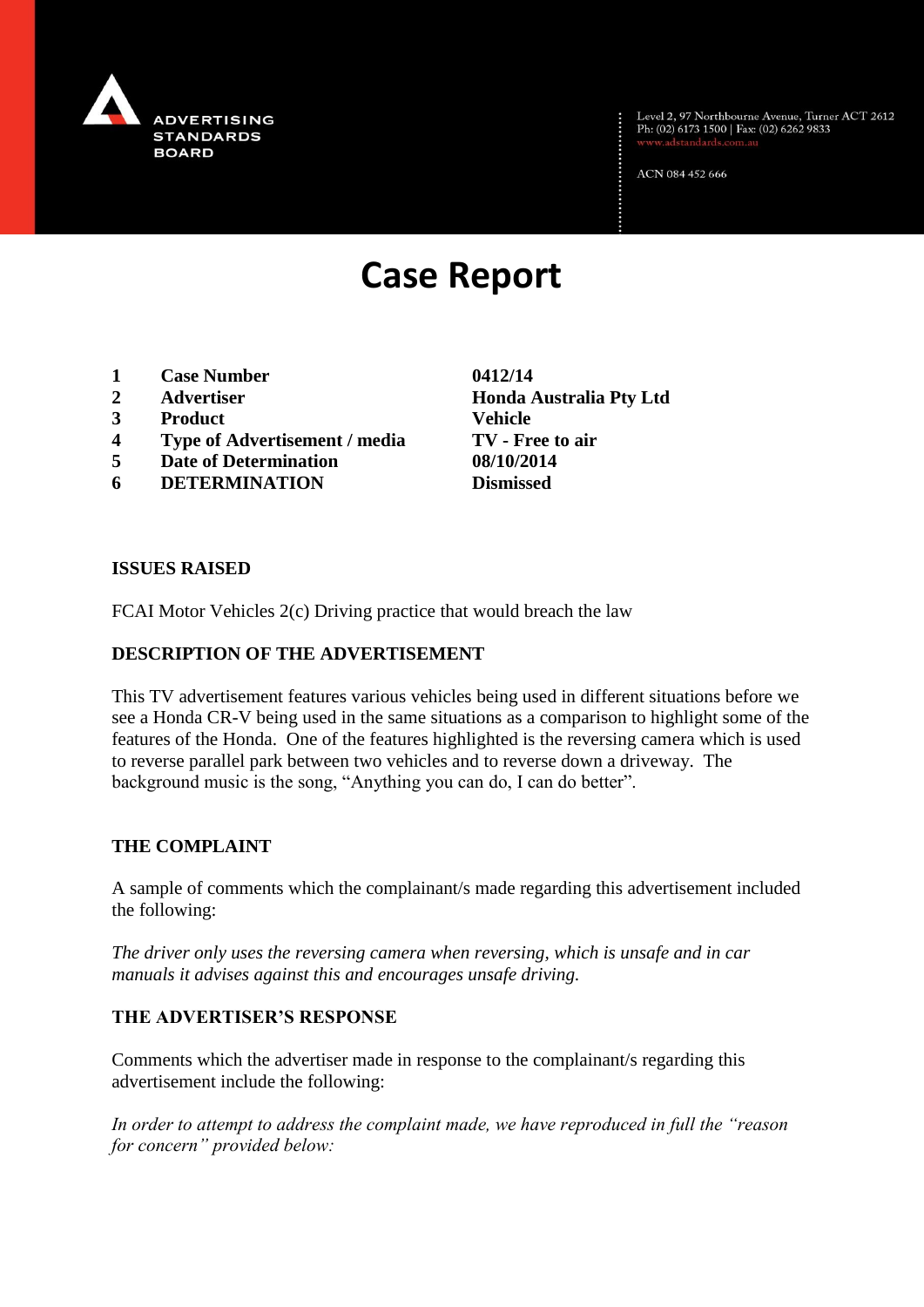ADVERTISING STANDARDS BOARD

Level 2, 97 Northbourne Avenue, Turner ACT 2612
Ph: (02) 6173 1500 | Fax: (02) 6262 9833
www.adstandards.com.au

ACN 084 452 666

# Case Report

| | | |
|---|---|---|
| **1** | **Case Number** | **0412/14** |
| **2** | **Advertiser** | **Honda Australia Pty Ltd** |
| **3** | **Product** | **Vehicle** |
| **4** | **Type of Advertisement / media** | **TV - Free to air** |
| **5** | **Date of Determination** | **08/10/2014** |
| **6** | **DETERMINATION** | **Dismissed** |

**ISSUES RAISED**

FCAI Motor Vehicles 2(c) Driving practice that would breach the law

**DESCRIPTION OF THE ADVERTISEMENT**

This TV advertisement features various vehicles being used in different situations before we see a Honda CR-V being used in the same situations as a comparison to highlight some of the features of the Honda. One of the features highlighted is the reversing camera which is used to reverse parallel park between two vehicles and to reverse down a driveway. The background music is the song, "Anything you can do, I can do better".

**THE COMPLAINT**

A sample of comments which the complainant/s made regarding this advertisement included the following:

*The driver only uses the reversing camera when reversing, which is unsafe and in car manuals it advises against this and encourages unsafe driving.*

**THE ADVERTISER'S RESPONSE**

Comments which the advertiser made in response to the complainant/s regarding this advertisement include the following:

*In order to attempt to address the complaint made, we have reproduced in full the "reason for concern" provided below:*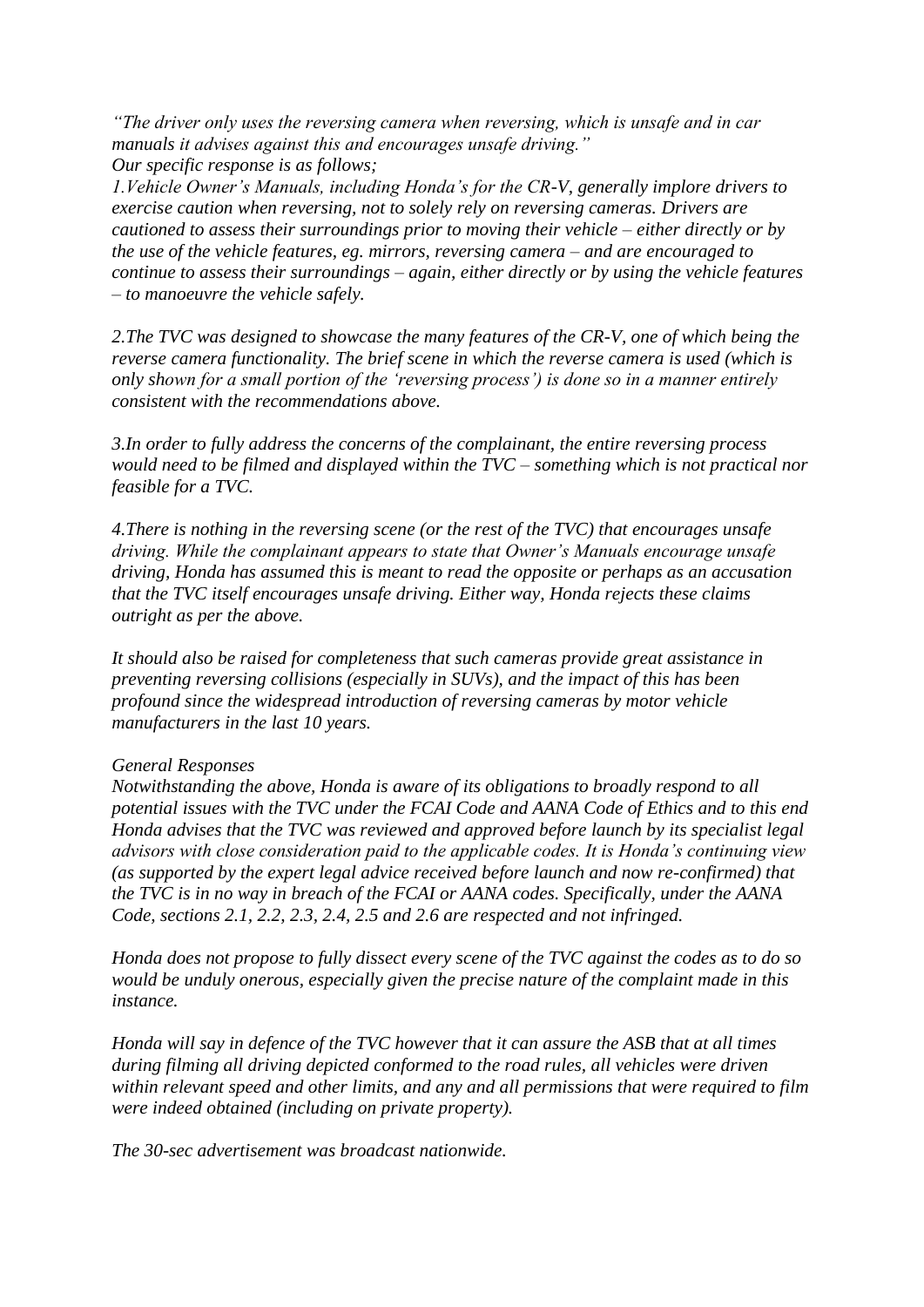*"The driver only uses the reversing camera when reversing, which is unsafe and in car manuals it advises against this and encourages unsafe driving."*

*Our specific response is as follows;*

*1.Vehicle Owner's Manuals, including Honda's for the CR-V, generally implore drivers to exercise caution when reversing, not to solely rely on reversing cameras. Drivers are cautioned to assess their surroundings prior to moving their vehicle – either directly or by the use of the vehicle features, eg. mirrors, reversing camera – and are encouraged to continue to assess their surroundings – again, either directly or by using the vehicle features – to manoeuvre the vehicle safely.*

*2.The TVC was designed to showcase the many features of the CR-V, one of which being the reverse camera functionality. The brief scene in which the reverse camera is used (which is only shown for a small portion of the 'reversing process') is done so in a manner entirely consistent with the recommendations above.*

*3.In order to fully address the concerns of the complainant, the entire reversing process would need to be filmed and displayed within the TVC – something which is not practical nor feasible for a TVC.*

*4.There is nothing in the reversing scene (or the rest of the TVC) that encourages unsafe driving. While the complainant appears to state that Owner's Manuals encourage unsafe driving, Honda has assumed this is meant to read the opposite or perhaps as an accusation that the TVC itself encourages unsafe driving. Either way, Honda rejects these claims outright as per the above.*

*It should also be raised for completeness that such cameras provide great assistance in preventing reversing collisions (especially in SUVs), and the impact of this has been profound since the widespread introduction of reversing cameras by motor vehicle manufacturers in the last 10 years.*

*General Responses*

*Notwithstanding the above, Honda is aware of its obligations to broadly respond to all potential issues with the TVC under the FCAI Code and AANA Code of Ethics and to this end Honda advises that the TVC was reviewed and approved before launch by its specialist legal advisors with close consideration paid to the applicable codes. It is Honda's continuing view (as supported by the expert legal advice received before launch and now re-confirmed) that the TVC is in no way in breach of the FCAI or AANA codes. Specifically, under the AANA Code, sections 2.1, 2.2, 2.3, 2.4, 2.5 and 2.6 are respected and not infringed.*

*Honda does not propose to fully dissect every scene of the TVC against the codes as to do so would be unduly onerous, especially given the precise nature of the complaint made in this instance.*

*Honda will say in defence of the TVC however that it can assure the ASB that at all times during filming all driving depicted conformed to the road rules, all vehicles were driven within relevant speed and other limits, and any and all permissions that were required to film were indeed obtained (including on private property).*

*The 30-sec advertisement was broadcast nationwide.*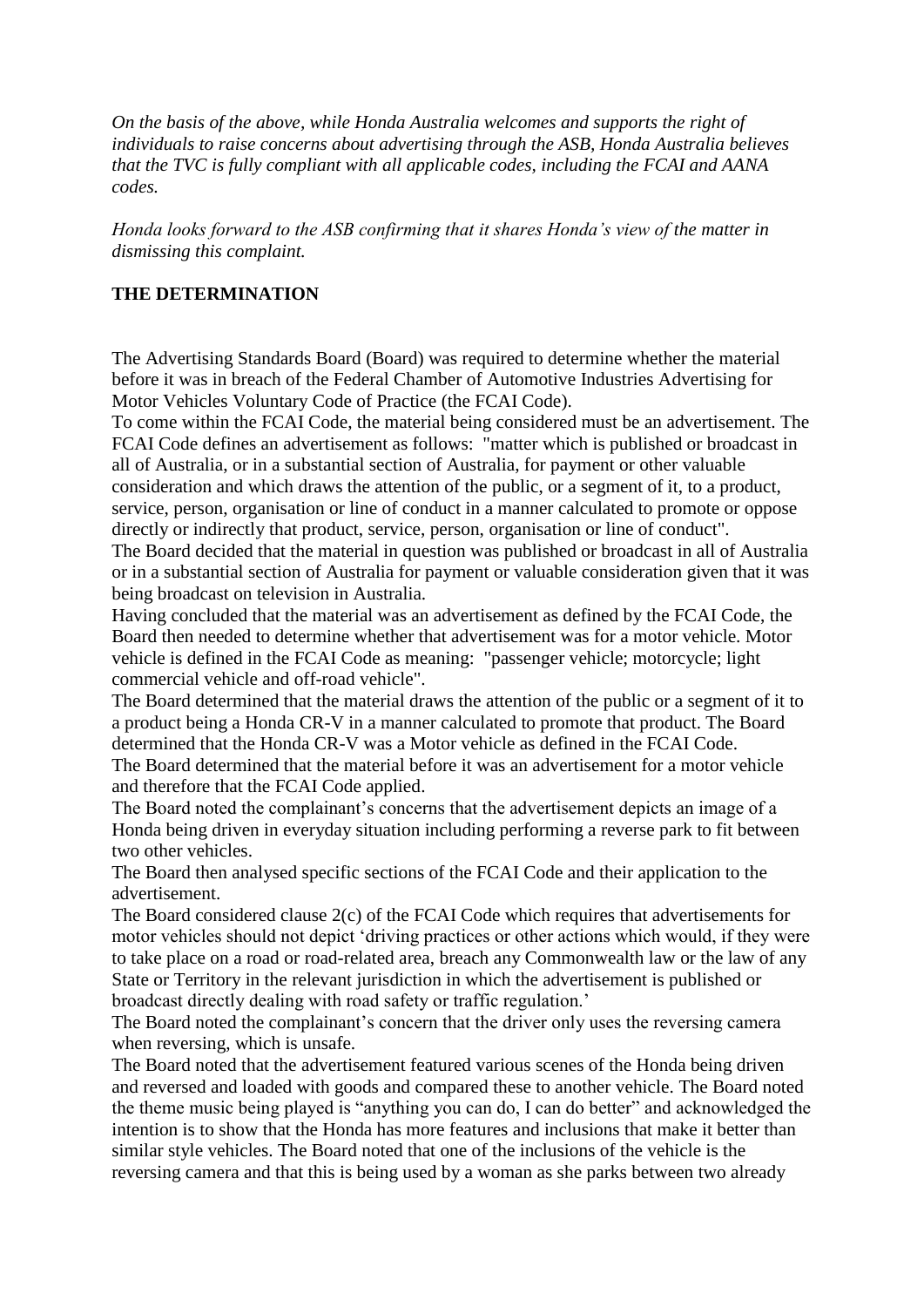*On the basis of the above, while Honda Australia welcomes and supports the right of individuals to raise concerns about advertising through the ASB, Honda Australia believes that the TVC is fully compliant with all applicable codes, including the FCAI and AANA codes.*

*Honda looks forward to the ASB confirming that it shares Honda's view of the matter in dismissing this complaint.*

**THE DETERMINATION**

The Advertising Standards Board (Board) was required to determine whether the material before it was in breach of the Federal Chamber of Automotive Industries Advertising for Motor Vehicles Voluntary Code of Practice (the FCAI Code).

To come within the FCAI Code, the material being considered must be an advertisement. The FCAI Code defines an advertisement as follows: "matter which is published or broadcast in all of Australia, or in a substantial section of Australia, for payment or other valuable consideration and which draws the attention of the public, or a segment of it, to a product, service, person, organisation or line of conduct in a manner calculated to promote or oppose directly or indirectly that product, service, person, organisation or line of conduct".

The Board decided that the material in question was published or broadcast in all of Australia or in a substantial section of Australia for payment or valuable consideration given that it was being broadcast on television in Australia.

Having concluded that the material was an advertisement as defined by the FCAI Code, the Board then needed to determine whether that advertisement was for a motor vehicle. Motor vehicle is defined in the FCAI Code as meaning: "passenger vehicle; motorcycle; light commercial vehicle and off-road vehicle".

The Board determined that the material draws the attention of the public or a segment of it to a product being a Honda CR-V in a manner calculated to promote that product. The Board determined that the Honda CR-V was a Motor vehicle as defined in the FCAI Code.

The Board determined that the material before it was an advertisement for a motor vehicle and therefore that the FCAI Code applied.

The Board noted the complainant's concerns that the advertisement depicts an image of a Honda being driven in everyday situation including performing a reverse park to fit between two other vehicles.

The Board then analysed specific sections of the FCAI Code and their application to the advertisement.

The Board considered clause 2(c) of the FCAI Code which requires that advertisements for motor vehicles should not depict 'driving practices or other actions which would, if they were to take place on a road or road-related area, breach any Commonwealth law or the law of any State or Territory in the relevant jurisdiction in which the advertisement is published or broadcast directly dealing with road safety or traffic regulation.'

The Board noted the complainant's concern that the driver only uses the reversing camera when reversing, which is unsafe.

The Board noted that the advertisement featured various scenes of the Honda being driven and reversed and loaded with goods and compared these to another vehicle. The Board noted the theme music being played is "anything you can do, I can do better" and acknowledged the intention is to show that the Honda has more features and inclusions that make it better than similar style vehicles. The Board noted that one of the inclusions of the vehicle is the reversing camera and that this is being used by a woman as she parks between two already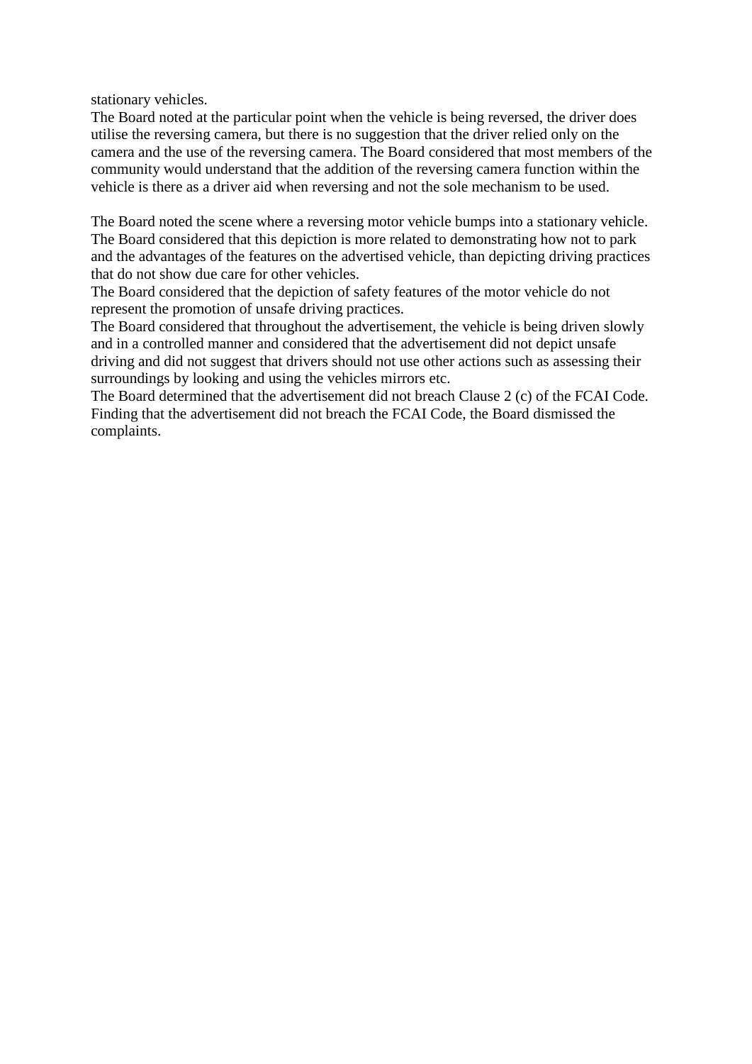stationary vehicles.
The Board noted at the particular point when the vehicle is being reversed, the driver does utilise the reversing camera, but there is no suggestion that the driver relied only on the camera and the use of the reversing camera. The Board considered that most members of the community would understand that the addition of the reversing camera function within the vehicle is there as a driver aid when reversing and not the sole mechanism to be used.

The Board noted the scene where a reversing motor vehicle bumps into a stationary vehicle. The Board considered that this depiction is more related to demonstrating how not to park and the advantages of the features on the advertised vehicle, than depicting driving practices that do not show due care for other vehicles.
The Board considered that the depiction of safety features of the motor vehicle do not represent the promotion of unsafe driving practices.
The Board considered that throughout the advertisement, the vehicle is being driven slowly and in a controlled manner and considered that the advertisement did not depict unsafe driving and did not suggest that drivers should not use other actions such as assessing their surroundings by looking and using the vehicles mirrors etc.
The Board determined that the advertisement did not breach Clause 2 (c) of the FCAI Code.
Finding that the advertisement did not breach the FCAI Code, the Board dismissed the complaints.